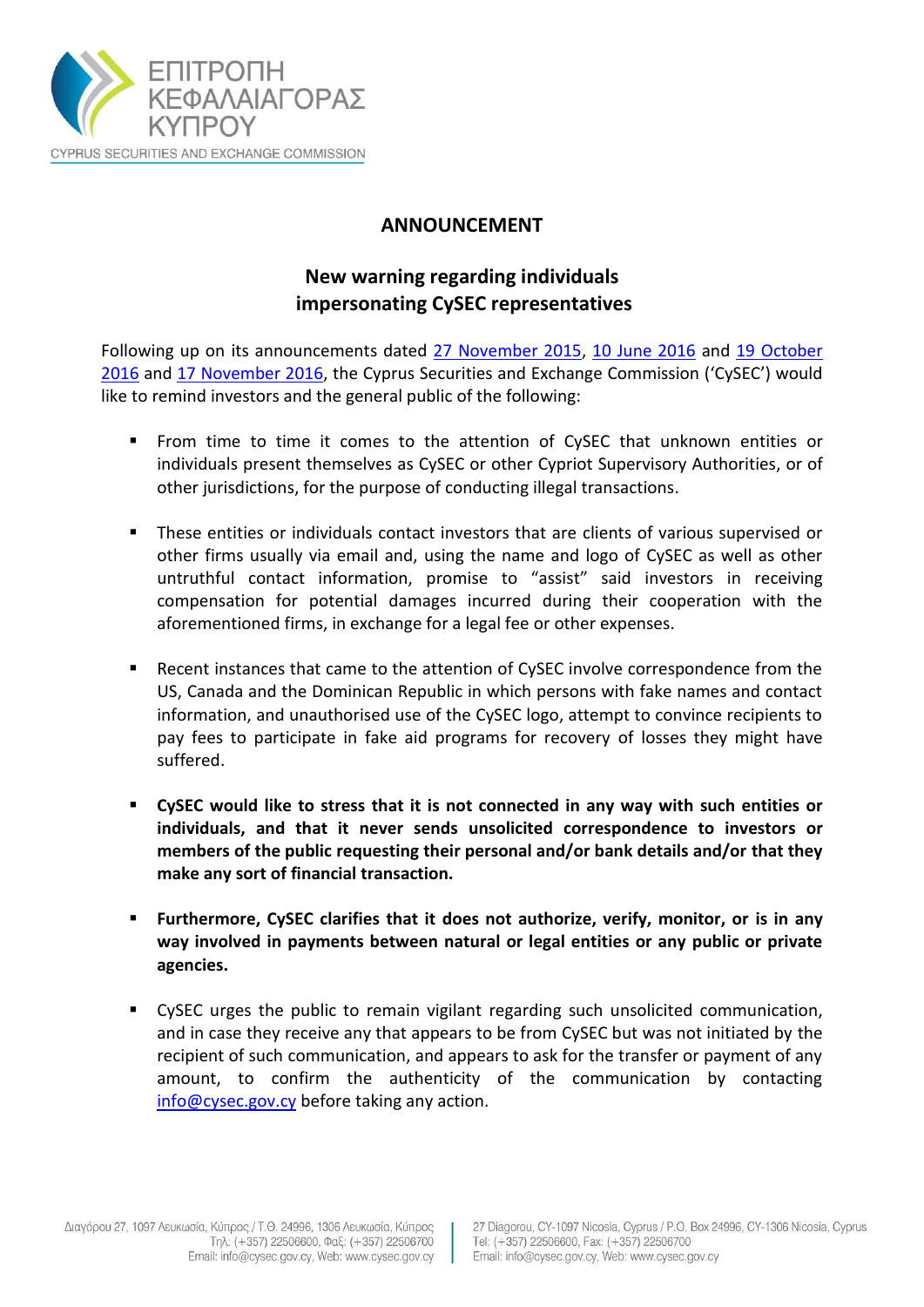ΕΠΙΤΡΟΠΗ ΚΕΦΑΛΑΙΑΓΟΡΑΣ ΚΥΠΡΟΥ

CYPRUS SECURITIES AND EXCHANGE COMMISSION

## ANNOUNCEMENT

### New warning regarding individuals impersonating CySEC representatives

Following up on its announcements dated 27 November 2015, 10 June 2016 and 19 October 2016 and 17 November 2016, the Cyprus Securities and Exchange Commission ('CySEC') would like to remind investors and the general public of the following:

- From time to time it comes to the attention of CySEC that unknown entities or individuals present themselves as CySEC or other Cypriot Supervisory Authorities, or of other jurisdictions, for the purpose of conducting illegal transactions.

- These entities or individuals contact investors that are clients of various supervised or other firms usually via email and, using the name and logo of CySEC as well as other untruthful contact information, promise to "assist" said investors in receiving compensation for potential damages incurred during their cooperation with the aforementioned firms, in exchange for a legal fee or other expenses.

- Recent instances that came to the attention of CySEC involve correspondence from the US, Canada and the Dominican Republic in which persons with fake names and contact information, and unauthorised use of the CySEC logo, attempt to convince recipients to pay fees to participate in fake aid programs for recovery of losses they might have suffered.

- **CySEC would like to stress that it is not connected in any way with such entities or individuals, and that it never sends unsolicited correspondence to investors or members of the public requesting their personal and/or bank details and/or that they make any sort of financial transaction.**

- **Furthermore, CySEC clarifies that it does not authorize, verify, monitor, or is in any way involved in payments between natural or legal entities or any public or private agencies.**

- CySEC urges the public to remain vigilant regarding such unsolicited communication, and in case they receive any that appears to be from CySEC but was not initiated by the recipient of such communication, and appears to ask for the transfer or payment of any amount, to confirm the authenticity of the communication by contacting info@cysec.gov.cy before taking any action.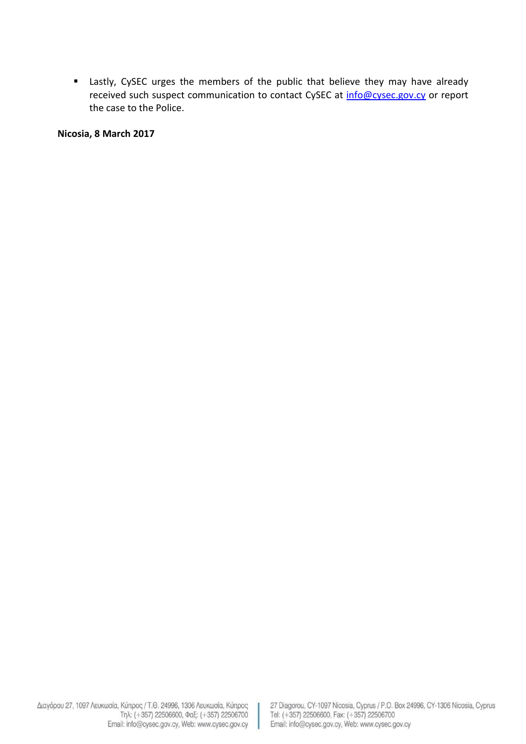- Lastly, CySEC urges the members of the public that believe they may have already received such suspect communication to contact CySEC at info@cysec.gov.cy or report the case to the Police.

**Nicosia, 8 March 2017**